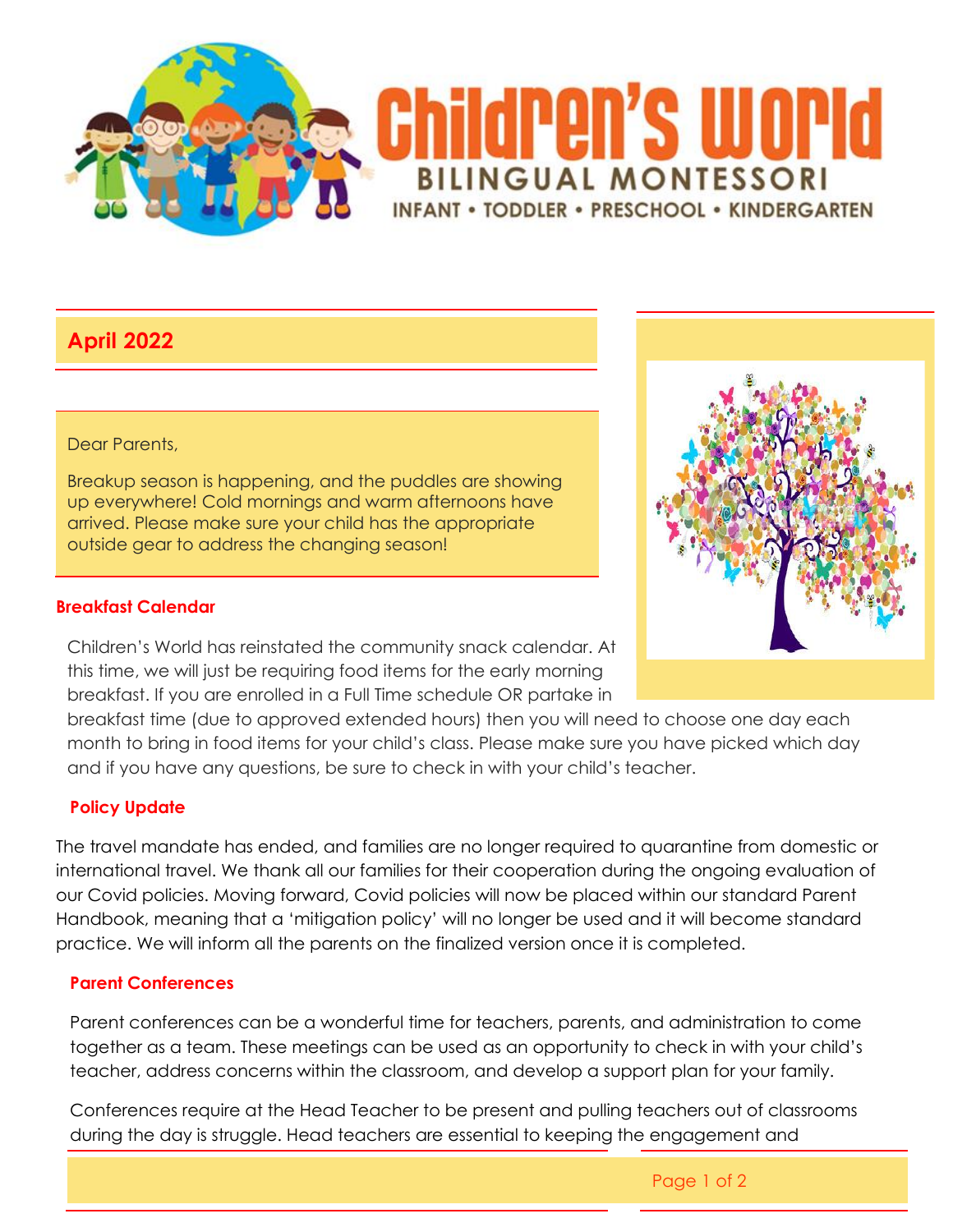# Children's World

**BILINGUAL MONTESSORI**

INFANT • TODDLER • PRESCHOOL • KINDERGARTEN

## April 2022

Dear Parents,

Breakup season is happening, and the puddles are showing up everywhere! Cold mornings and warm afternoons have arrived. Please make sure your child has the appropriate outside gear to address the changing season!

### Breakfast Calendar

Children's World has reinstated the community snack calendar. At this time, we will just be requiring food items for the early morning breakfast. If you are enrolled in a Full Time schedule OR partake in breakfast time (due to approved extended hours) then you will need to choose one day each month to bring in food items for your child's class. Please make sure you have picked which day and if you have any questions, be sure to check in with your child's teacher.

### Policy Update

The travel mandate has ended, and families are no longer required to quarantine from domestic or international travel. We thank all our families for their cooperation during the ongoing evaluation of our Covid policies. Moving forward, Covid policies will now be placed within our standard Parent Handbook, meaning that a 'mitigation policy' will no longer be used and it will become standard practice. We will inform all the parents on the finalized version once it is completed.

### Parent Conferences

Parent conferences can be a wonderful time for teachers, parents, and administration to come together as a team. These meetings can be used as an opportunity to check in with your child's teacher, address concerns within the classroom, and develop a support plan for your family.

Conferences require at the Head Teacher to be present and pulling teachers out of classrooms during the day is struggle. Head teachers are essential to keeping the engagement and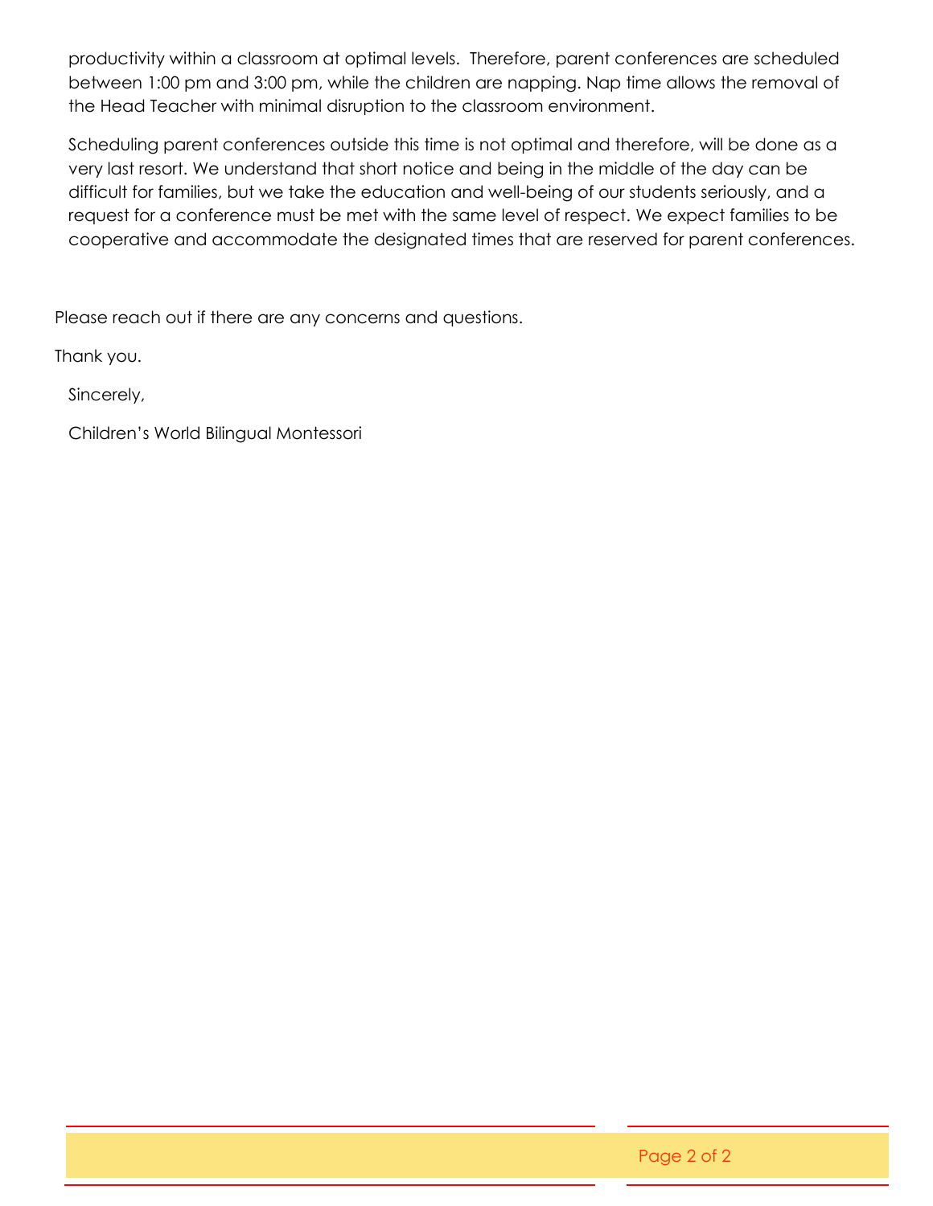productivity within a classroom at optimal levels.  Therefore, parent conferences are scheduled between 1:00 pm and 3:00 pm, while the children are napping. Nap time allows the removal of the Head Teacher with minimal disruption to the classroom environment.

Scheduling parent conferences outside this time is not optimal and therefore, will be done as a very last resort. We understand that short notice and being in the middle of the day can be difficult for families, but we take the education and well-being of our students seriously, and a request for a conference must be met with the same level of respect. We expect families to be cooperative and accommodate the designated times that are reserved for parent conferences.

Please reach out if there are any concerns and questions.

Thank you.

Sincerely,

Children's World Bilingual Montessori